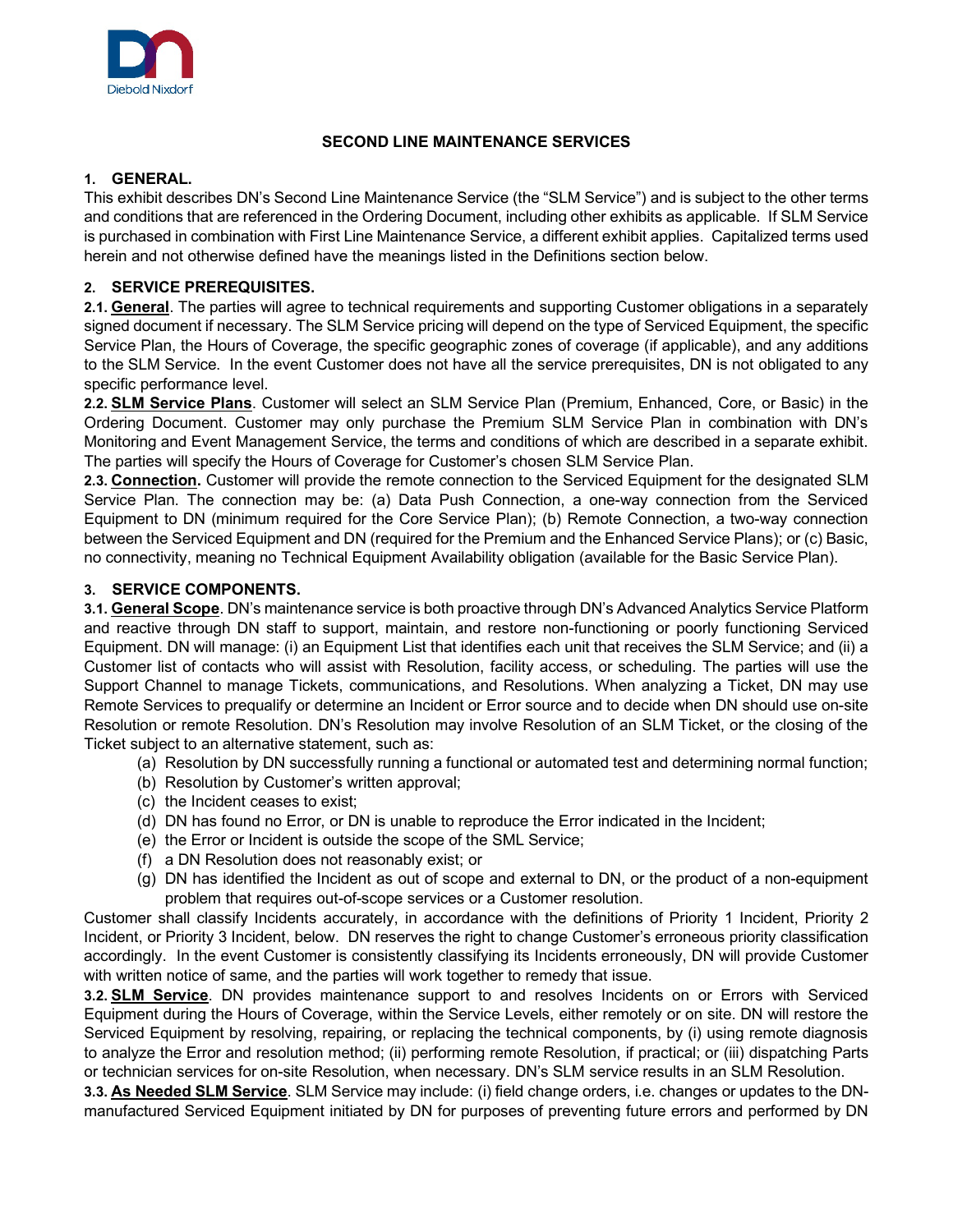# SECOND LINE MAINTENANCE SERVICES

## 1. GENERAL.

This exhibit describes DN's Second Line Maintenance Service (the "SLM Service") and is subject to the other terms and conditions that are referenced in the Ordering Document, including other exhibits as applicable. If SLM Service is purchased in combination with First Line Maintenance Service, a different exhibit applies. Capitalized terms used herein and not otherwise defined have the meanings listed in the Definitions section below.

## 2. SERVICE PREREQUISITES.

**2.1. General**. The parties will agree to technical requirements and supporting Customer obligations in a separately signed document if necessary. The SLM Service pricing will depend on the type of Serviced Equipment, the specific Service Plan, the Hours of Coverage, the specific geographic zones of coverage (if applicable), and any additions to the SLM Service. In the event Customer does not have all the service prerequisites, DN is not obligated to any specific performance level.

**2.2. SLM Service Plans**. Customer will select an SLM Service Plan (Premium, Enhanced, Core, or Basic) in the Ordering Document. Customer may only purchase the Premium SLM Service Plan in combination with DN's Monitoring and Event Management Service, the terms and conditions of which are described in a separate exhibit. The parties will specify the Hours of Coverage for Customer's chosen SLM Service Plan.

**2.3. Connection.** Customer will provide the remote connection to the Serviced Equipment for the designated SLM Service Plan. The connection may be: (a) Data Push Connection, a one-way connection from the Serviced Equipment to DN (minimum required for the Core Service Plan); (b) Remote Connection, a two-way connection between the Serviced Equipment and DN (required for the Premium and the Enhanced Service Plans); or (c) Basic, no connectivity, meaning no Technical Equipment Availability obligation (available for the Basic Service Plan).

## 3. SERVICE COMPONENTS.

**3.1. General Scope**. DN's maintenance service is both proactive through DN's Advanced Analytics Service Platform and reactive through DN staff to support, maintain, and restore non-functioning or poorly functioning Serviced Equipment. DN will manage: (i) an Equipment List that identifies each unit that receives the SLM Service; and (ii) a Customer list of contacts who will assist with Resolution, facility access, or scheduling. The parties will use the Support Channel to manage Tickets, communications, and Resolutions. When analyzing a Ticket, DN may use Remote Services to prequalify or determine an Incident or Error source and to decide when DN should use on-site Resolution or remote Resolution. DN's Resolution may involve Resolution of an SLM Ticket, or the closing of the Ticket subject to an alternative statement, such as:

(a) Resolution by DN successfully running a functional or automated test and determining normal function;
(b) Resolution by Customer's written approval;
(c) the Incident ceases to exist;
(d) DN has found no Error, or DN is unable to reproduce the Error indicated in the Incident;
(e) the Error or Incident is outside the scope of the SML Service;
(f) a DN Resolution does not reasonably exist; or
(g) DN has identified the Incident as out of scope and external to DN, or the product of a non-equipment problem that requires out-of-scope services or a Customer resolution.

Customer shall classify Incidents accurately, in accordance with the definitions of Priority 1 Incident, Priority 2 Incident, or Priority 3 Incident, below. DN reserves the right to change Customer's erroneous priority classification accordingly. In the event Customer is consistently classifying its Incidents erroneously, DN will provide Customer with written notice of same, and the parties will work together to remedy that issue.

**3.2. SLM Service**. DN provides maintenance support to and resolves Incidents on or Errors with Serviced Equipment during the Hours of Coverage, within the Service Levels, either remotely or on site. DN will restore the Serviced Equipment by resolving, repairing, or replacing the technical components, by (i) using remote diagnosis to analyze the Error and resolution method; (ii) performing remote Resolution, if practical; or (iii) dispatching Parts or technician services for on-site Resolution, when necessary. DN's SLM service results in an SLM Resolution.

**3.3. As Needed SLM Service**. SLM Service may include: (i) field change orders, i.e. changes or updates to the DN-manufactured Serviced Equipment initiated by DN for purposes of preventing future errors and performed by DN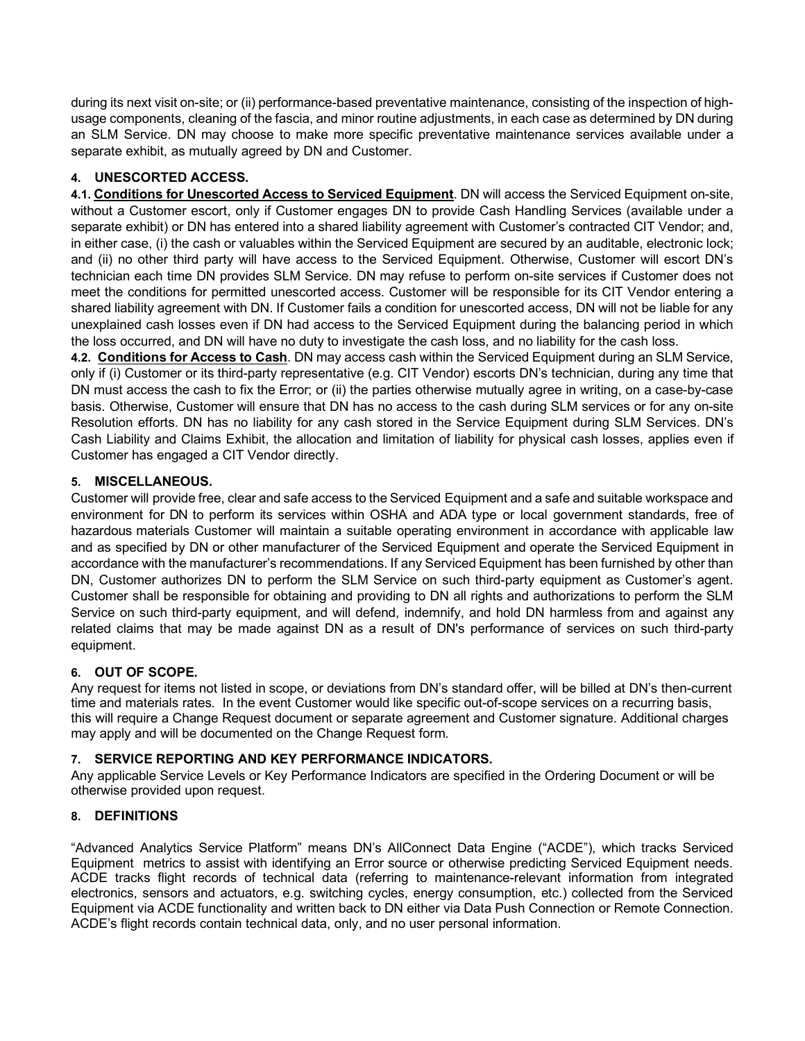during its next visit on-site; or (ii) performance-based preventative maintenance, consisting of the inspection of high-usage components, cleaning of the fascia, and minor routine adjustments, in each case as determined by DN during an SLM Service. DN may choose to make more specific preventative maintenance services available under a separate exhibit, as mutually agreed by DN and Customer.

## 4. UNESCORTED ACCESS.

**4.1. <u>Conditions for Unescorted Access to Serviced Equipment</u>**. DN will access the Serviced Equipment on-site, without a Customer escort, only if Customer engages DN to provide Cash Handling Services (available under a separate exhibit) or DN has entered into a shared liability agreement with Customer's contracted CIT Vendor; and, in either case, (i) the cash or valuables within the Serviced Equipment are secured by an auditable, electronic lock; and (ii) no other third party will have access to the Serviced Equipment. Otherwise, Customer will escort DN's technician each time DN provides SLM Service. DN may refuse to perform on-site services if Customer does not meet the conditions for permitted unescorted access. Customer will be responsible for its CIT Vendor entering a shared liability agreement with DN. If Customer fails a condition for unescorted access, DN will not be liable for any unexplained cash losses even if DN had access to the Serviced Equipment during the balancing period in which the loss occurred, and DN will have no duty to investigate the cash loss, and no liability for the cash loss.

**4.2. <u>Conditions for Access to Cash</u>**. DN may access cash within the Serviced Equipment during an SLM Service, only if (i) Customer or its third-party representative (e.g. CIT Vendor) escorts DN's technician, during any time that DN must access the cash to fix the Error; or (ii) the parties otherwise mutually agree in writing, on a case-by-case basis. Otherwise, Customer will ensure that DN has no access to the cash during SLM services or for any on-site Resolution efforts. DN has no liability for any cash stored in the Service Equipment during SLM Services. DN's Cash Liability and Claims Exhibit, the allocation and limitation of liability for physical cash losses, applies even if Customer has engaged a CIT Vendor directly.

## 5. MISCELLANEOUS.

Customer will provide free, clear and safe access to the Serviced Equipment and a safe and suitable workspace and environment for DN to perform its services within OSHA and ADA type or local government standards, free of hazardous materials Customer will maintain a suitable operating environment in accordance with applicable law and as specified by DN or other manufacturer of the Serviced Equipment and operate the Serviced Equipment in accordance with the manufacturer's recommendations. If any Serviced Equipment has been furnished by other than DN, Customer authorizes DN to perform the SLM Service on such third-party equipment as Customer's agent. Customer shall be responsible for obtaining and providing to DN all rights and authorizations to perform the SLM Service on such third-party equipment, and will defend, indemnify, and hold DN harmless from and against any related claims that may be made against DN as a result of DN's performance of services on such third-party equipment.

## 6. OUT OF SCOPE.

Any request for items not listed in scope, or deviations from DN's standard offer, will be billed at DN's then-current time and materials rates. In the event Customer would like specific out-of-scope services on a recurring basis, this will require a Change Request document or separate agreement and Customer signature. Additional charges may apply and will be documented on the Change Request form.

## 7. SERVICE REPORTING AND KEY PERFORMANCE INDICATORS.

Any applicable Service Levels or Key Performance Indicators are specified in the Ordering Document or will be otherwise provided upon request.

## 8. DEFINITIONS

"Advanced Analytics Service Platform" means DN's AllConnect Data Engine ("ACDE"), which tracks Serviced Equipment metrics to assist with identifying an Error source or otherwise predicting Serviced Equipment needs. ACDE tracks flight records of technical data (referring to maintenance-relevant information from integrated electronics, sensors and actuators, e.g. switching cycles, energy consumption, etc.) collected from the Serviced Equipment via ACDE functionality and written back to DN either via Data Push Connection or Remote Connection. ACDE's flight records contain technical data, only, and no user personal information.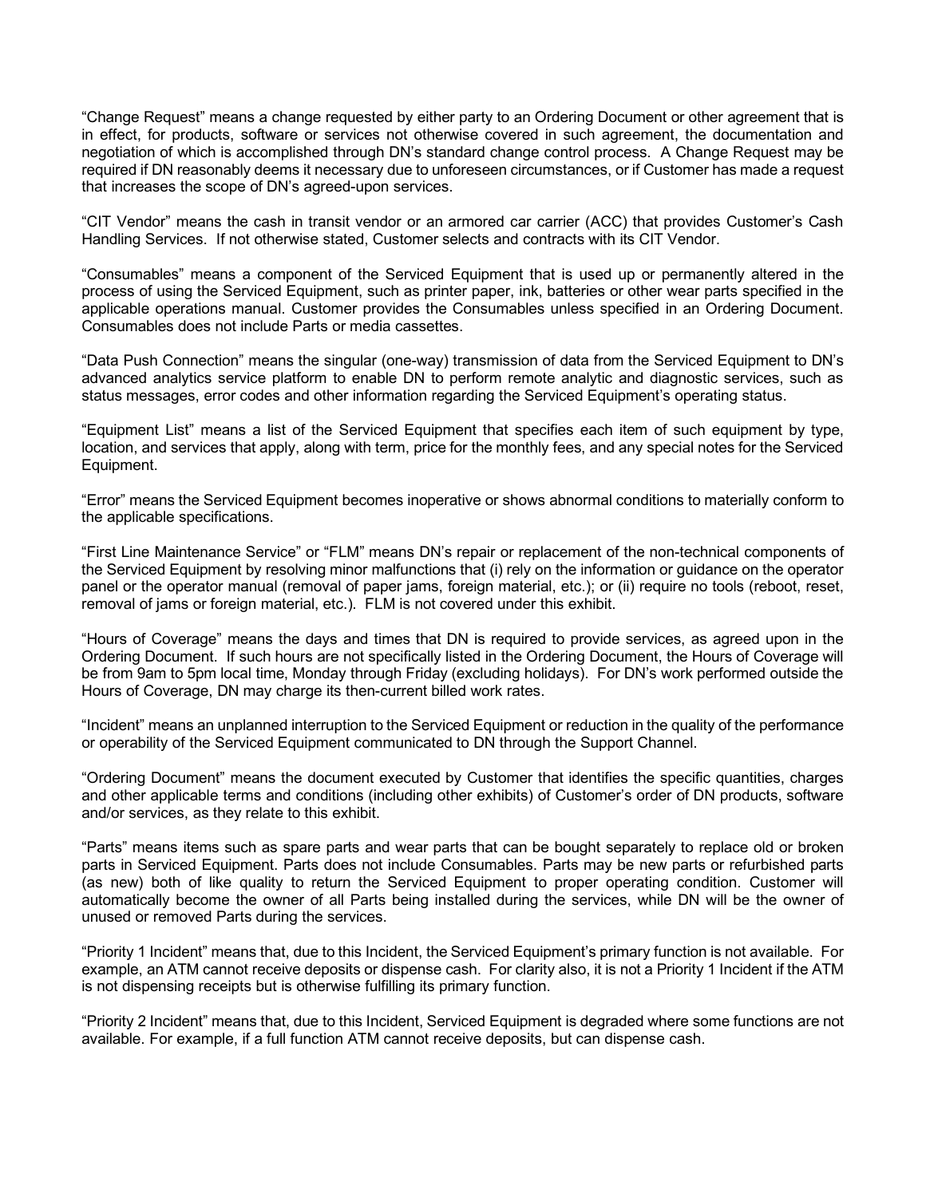“Change Request” means a change requested by either party to an Ordering Document or other agreement that is in effect, for products, software or services not otherwise covered in such agreement, the documentation and negotiation of which is accomplished through DN’s standard change control process. A Change Request may be required if DN reasonably deems it necessary due to unforeseen circumstances, or if Customer has made a request that increases the scope of DN’s agreed-upon services.

“CIT Vendor” means the cash in transit vendor or an armored car carrier (ACC) that provides Customer’s Cash Handling Services. If not otherwise stated, Customer selects and contracts with its CIT Vendor.

“Consumables” means a component of the Serviced Equipment that is used up or permanently altered in the process of using the Serviced Equipment, such as printer paper, ink, batteries or other wear parts specified in the applicable operations manual. Customer provides the Consumables unless specified in an Ordering Document. Consumables does not include Parts or media cassettes.

“Data Push Connection” means the singular (one-way) transmission of data from the Serviced Equipment to DN’s advanced analytics service platform to enable DN to perform remote analytic and diagnostic services, such as status messages, error codes and other information regarding the Serviced Equipment’s operating status.

“Equipment List” means a list of the Serviced Equipment that specifies each item of such equipment by type, location, and services that apply, along with term, price for the monthly fees, and any special notes for the Serviced Equipment.

“Error” means the Serviced Equipment becomes inoperative or shows abnormal conditions to materially conform to the applicable specifications.

“First Line Maintenance Service” or “FLM” means DN’s repair or replacement of the non-technical components of the Serviced Equipment by resolving minor malfunctions that (i) rely on the information or guidance on the operator panel or the operator manual (removal of paper jams, foreign material, etc.); or (ii) require no tools (reboot, reset, removal of jams or foreign material, etc.). FLM is not covered under this exhibit.

“Hours of Coverage” means the days and times that DN is required to provide services, as agreed upon in the Ordering Document. If such hours are not specifically listed in the Ordering Document, the Hours of Coverage will be from 9am to 5pm local time, Monday through Friday (excluding holidays). For DN’s work performed outside the Hours of Coverage, DN may charge its then-current billed work rates.

“Incident” means an unplanned interruption to the Serviced Equipment or reduction in the quality of the performance or operability of the Serviced Equipment communicated to DN through the Support Channel.

“Ordering Document” means the document executed by Customer that identifies the specific quantities, charges and other applicable terms and conditions (including other exhibits) of Customer’s order of DN products, software and/or services, as they relate to this exhibit.

“Parts” means items such as spare parts and wear parts that can be bought separately to replace old or broken parts in Serviced Equipment. Parts does not include Consumables. Parts may be new parts or refurbished parts (as new) both of like quality to return the Serviced Equipment to proper operating condition. Customer will automatically become the owner of all Parts being installed during the services, while DN will be the owner of unused or removed Parts during the services.

“Priority 1 Incident” means that, due to this Incident, the Serviced Equipment’s primary function is not available. For example, an ATM cannot receive deposits or dispense cash. For clarity also, it is not a Priority 1 Incident if the ATM is not dispensing receipts but is otherwise fulfilling its primary function.

“Priority 2 Incident” means that, due to this Incident, Serviced Equipment is degraded where some functions are not available. For example, if a full function ATM cannot receive deposits, but can dispense cash.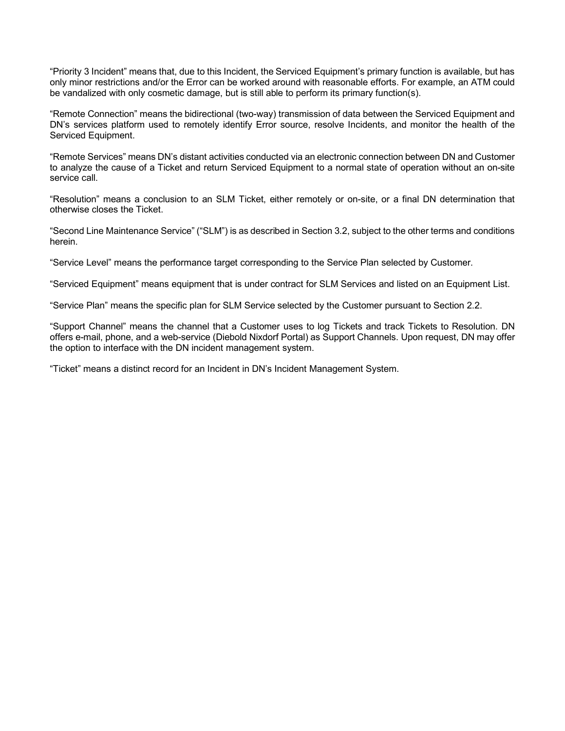"Priority 3 Incident" means that, due to this Incident, the Serviced Equipment's primary function is available, but has only minor restrictions and/or the Error can be worked around with reasonable efforts. For example, an ATM could be vandalized with only cosmetic damage, but is still able to perform its primary function(s).

"Remote Connection" means the bidirectional (two-way) transmission of data between the Serviced Equipment and DN's services platform used to remotely identify Error source, resolve Incidents, and monitor the health of the Serviced Equipment.

"Remote Services" means DN's distant activities conducted via an electronic connection between DN and Customer to analyze the cause of a Ticket and return Serviced Equipment to a normal state of operation without an on-site service call.

"Resolution" means a conclusion to an SLM Ticket, either remotely or on-site, or a final DN determination that otherwise closes the Ticket.

"Second Line Maintenance Service" ("SLM") is as described in Section 3.2, subject to the other terms and conditions herein.

"Service Level" means the performance target corresponding to the Service Plan selected by Customer.

"Serviced Equipment" means equipment that is under contract for SLM Services and listed on an Equipment List.

"Service Plan" means the specific plan for SLM Service selected by the Customer pursuant to Section 2.2.

"Support Channel" means the channel that a Customer uses to log Tickets and track Tickets to Resolution. DN offers e-mail, phone, and a web-service (Diebold Nixdorf Portal) as Support Channels. Upon request, DN may offer the option to interface with the DN incident management system.

"Ticket" means a distinct record for an Incident in DN's Incident Management System.